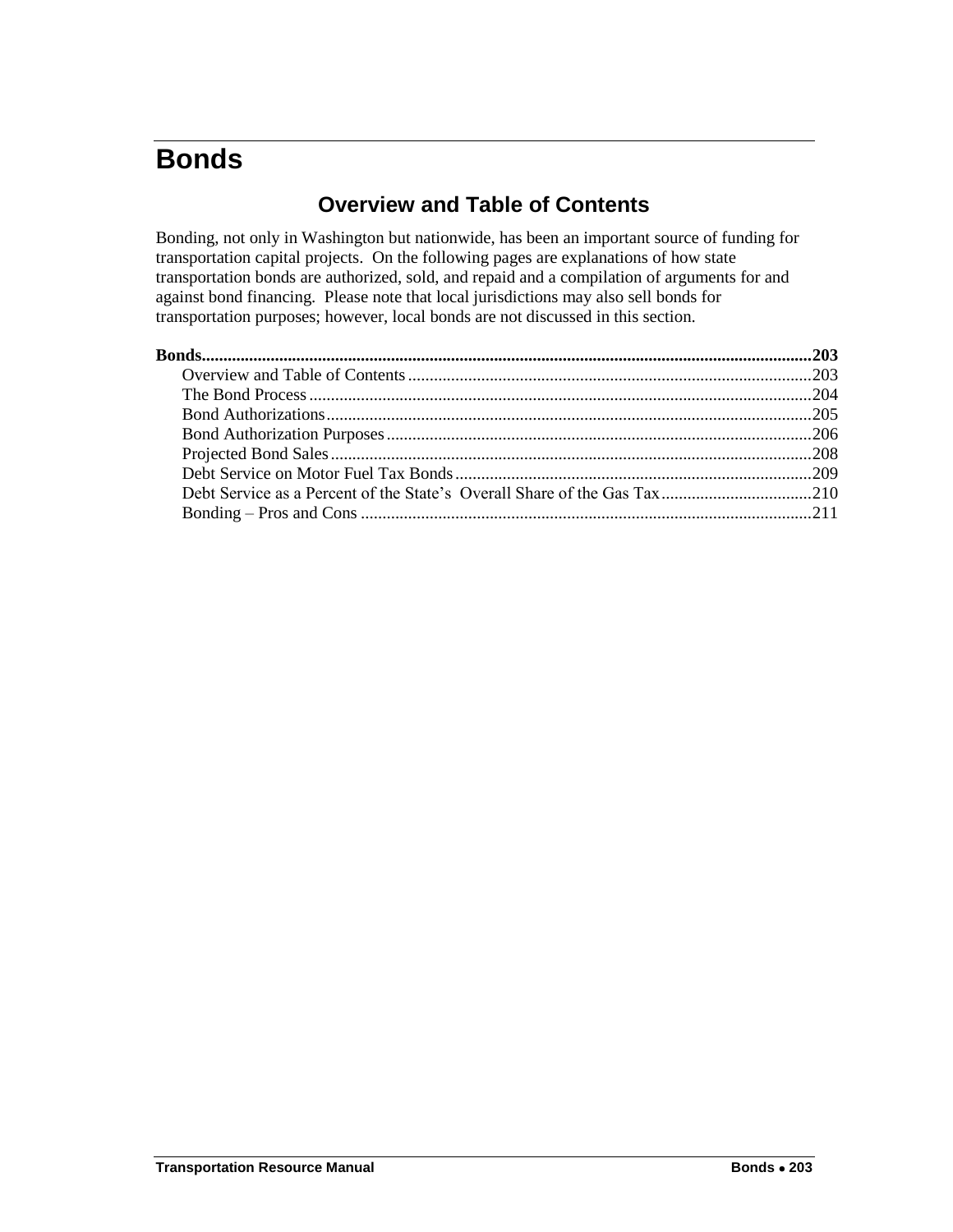# Bonds

## Overview and Table of Contents

Bonding, not only in Washington but nationwide, has been an important source of funding for transportation capital projects. On the following pages are explanations of how state transportation bonds are authorized, sold, and repaid and a compilation of arguments for and against bond financing. Please note that local jurisdictions may also sell bonds for transportation purposes; however, local bonds are not discussed in this section.

**Bonds....................................................................................................203**

- Overview and Table of Contents....................................................................203
- The Bond Process...........................................................................................204
- Bond Authorizations........................................................................................205
- Bond Authorization Purposes..........................................................................206
- Projected Bond Sales.......................................................................................208
- Debt Service on Motor Fuel Tax Bonds..........................................................209
- Debt Service as a Percent of the State's Overall Share of the Gas Tax..........210
- Bonding – Pros and Cons................................................................................211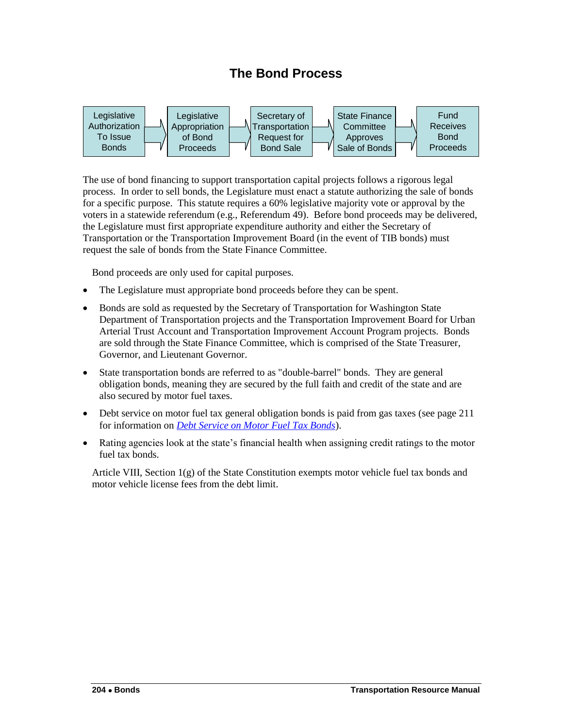# The Bond Process

Legislative Authorization To Issue Bonds → Legislative Appropriation of Bond Proceeds → Secretary of Transportation Request for Bond Sale → State Finance Committee Approves Sale of Bonds → Fund Receives Bond Proceeds

The use of bond financing to support transportation capital projects follows a rigorous legal process. In order to sell bonds, the Legislature must enact a statute authorizing the sale of bonds for a specific purpose. This statute requires a 60% legislative majority vote or approval by the voters in a statewide referendum (e.g., Referendum 49). Before bond proceeds may be delivered, the Legislature must first appropriate expenditure authority and either the Secretary of Transportation or the Transportation Improvement Board (in the event of TIB bonds) must request the sale of bonds from the State Finance Committee.

Bond proceeds are only used for capital purposes.

- The Legislature must appropriate bond proceeds before they can be spent.
- Bonds are sold as requested by the Secretary of Transportation for Washington State Department of Transportation projects and the Transportation Improvement Board for Urban Arterial Trust Account and Transportation Improvement Account Program projects. Bonds are sold through the State Finance Committee, which is comprised of the State Treasurer, Governor, and Lieutenant Governor.
- State transportation bonds are referred to as "double-barrel" bonds. They are general obligation bonds, meaning they are secured by the full faith and credit of the state and are also secured by motor fuel taxes.
- Debt service on motor fuel tax general obligation bonds is paid from gas taxes (see page 211 for information on *Debt Service on Motor Fuel Tax Bonds*).
- Rating agencies look at the state's financial health when assigning credit ratings to the motor fuel tax bonds.

Article VIII, Section 1(g) of the State Constitution exempts motor vehicle fuel tax bonds and motor vehicle license fees from the debt limit.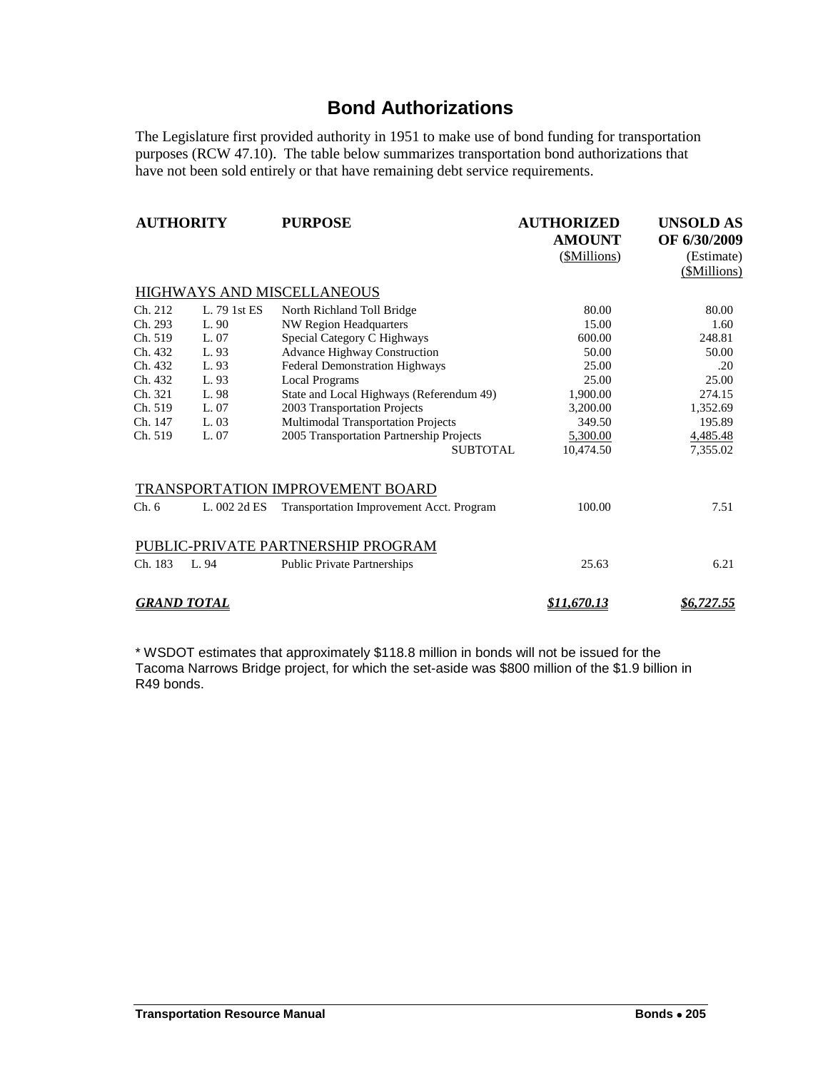# Bond Authorizations

The Legislature first provided authority in 1951 to make use of bond funding for transportation purposes (RCW 47.10). The table below summarizes transportation bond authorizations that have not been sold entirely or that have remaining debt service requirements.

| AUTHORITY | | PURPOSE | AUTHORIZED AMOUNT ($Millions) | UNSOLD AS OF 6/30/2009 (Estimate) ($Millions) |
|---|---|---|---|---|
| **HIGHWAYS AND MISCELLANEOUS** | | | | |
| Ch. 212 | L. 79 1st ES | North Richland Toll Bridge | 80.00 | 80.00 |
| Ch. 293 | L. 90 | NW Region Headquarters | 15.00 | 1.60 |
| Ch. 519 | L. 07 | Special Category C Highways | 600.00 | 248.81 |
| Ch. 432 | L. 93 | Advance Highway Construction | 50.00 | 50.00 |
| Ch. 432 | L. 93 | Federal Demonstration Highways | 25.00 | .20 |
| Ch. 432 | L. 93 | Local Programs | 25.00 | 25.00 |
| Ch. 321 | L. 98 | State and Local Highways (Referendum 49) | 1,900.00 | 274.15 |
| Ch. 519 | L. 07 | 2003 Transportation Projects | 3,200.00 | 1,352.69 |
| Ch. 147 | L. 03 | Multimodal Transportation Projects | 349.50 | 195.89 |
| Ch. 519 | L. 07 | 2005 Transportation Partnership Projects | 5,300.00 | 4,485.48 |
| | | SUBTOTAL | 10,474.50 | 7,355.02 |
| **TRANSPORTATION IMPROVEMENT BOARD** | | | | |
| Ch. 6 | L. 002 2d ES | Transportation Improvement Acct. Program | 100.00 | 7.51 |
| **PUBLIC-PRIVATE PARTNERSHIP PROGRAM** | | | | |
| Ch. 183 | L. 94 | Public Private Partnerships | 25.63 | 6.21 |
| ***GRAND TOTAL*** | | | ***$11,670.13*** | ***$6,727.55*** |

* WSDOT estimates that approximately $118.8 million in bonds will not be issued for the Tacoma Narrows Bridge project, for which the set-aside was $800 million of the $1.9 billion in R49 bonds.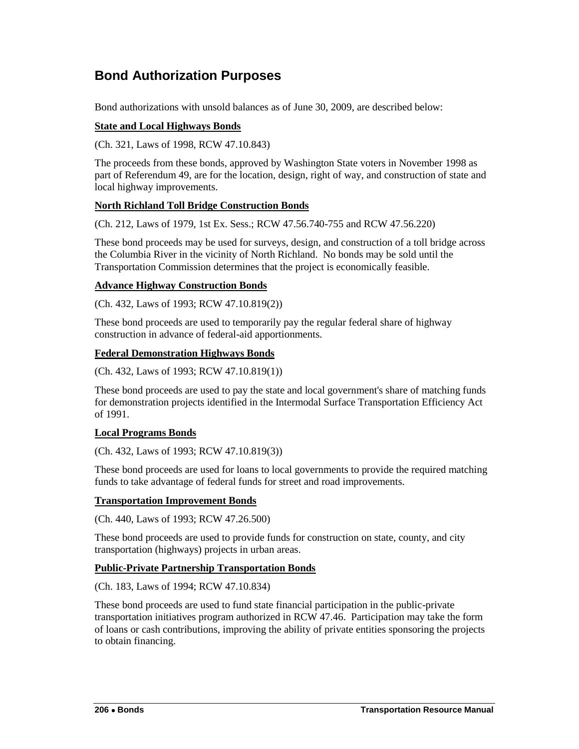## Bond Authorization Purposes

Bond authorizations with unsold balances as of June 30, 2009, are described below:

**State and Local Highways Bonds**

(Ch. 321, Laws of 1998, RCW 47.10.843)

The proceeds from these bonds, approved by Washington State voters in November 1998 as part of Referendum 49, are for the location, design, right of way, and construction of state and local highway improvements.

**North Richland Toll Bridge Construction Bonds**

(Ch. 212, Laws of 1979, 1st Ex. Sess.; RCW 47.56.740-755 and RCW 47.56.220)

These bond proceeds may be used for surveys, design, and construction of a toll bridge across the Columbia River in the vicinity of North Richland. No bonds may be sold until the Transportation Commission determines that the project is economically feasible.

**Advance Highway Construction Bonds**

(Ch. 432, Laws of 1993; RCW 47.10.819(2))

These bond proceeds are used to temporarily pay the regular federal share of highway construction in advance of federal-aid apportionments.

**Federal Demonstration Highways Bonds**

(Ch. 432, Laws of 1993; RCW 47.10.819(1))

These bond proceeds are used to pay the state and local government's share of matching funds for demonstration projects identified in the Intermodal Surface Transportation Efficiency Act of 1991.

**Local Programs Bonds**

(Ch. 432, Laws of 1993; RCW 47.10.819(3))

These bond proceeds are used for loans to local governments to provide the required matching funds to take advantage of federal funds for street and road improvements.

**Transportation Improvement Bonds**

(Ch. 440, Laws of 1993; RCW 47.26.500)

These bond proceeds are used to provide funds for construction on state, county, and city transportation (highways) projects in urban areas.

**Public-Private Partnership Transportation Bonds**

(Ch. 183, Laws of 1994; RCW 47.10.834)

These bond proceeds are used to fund state financial participation in the public-private transportation initiatives program authorized in RCW 47.46. Participation may take the form of loans or cash contributions, improving the ability of private entities sponsoring the projects to obtain financing.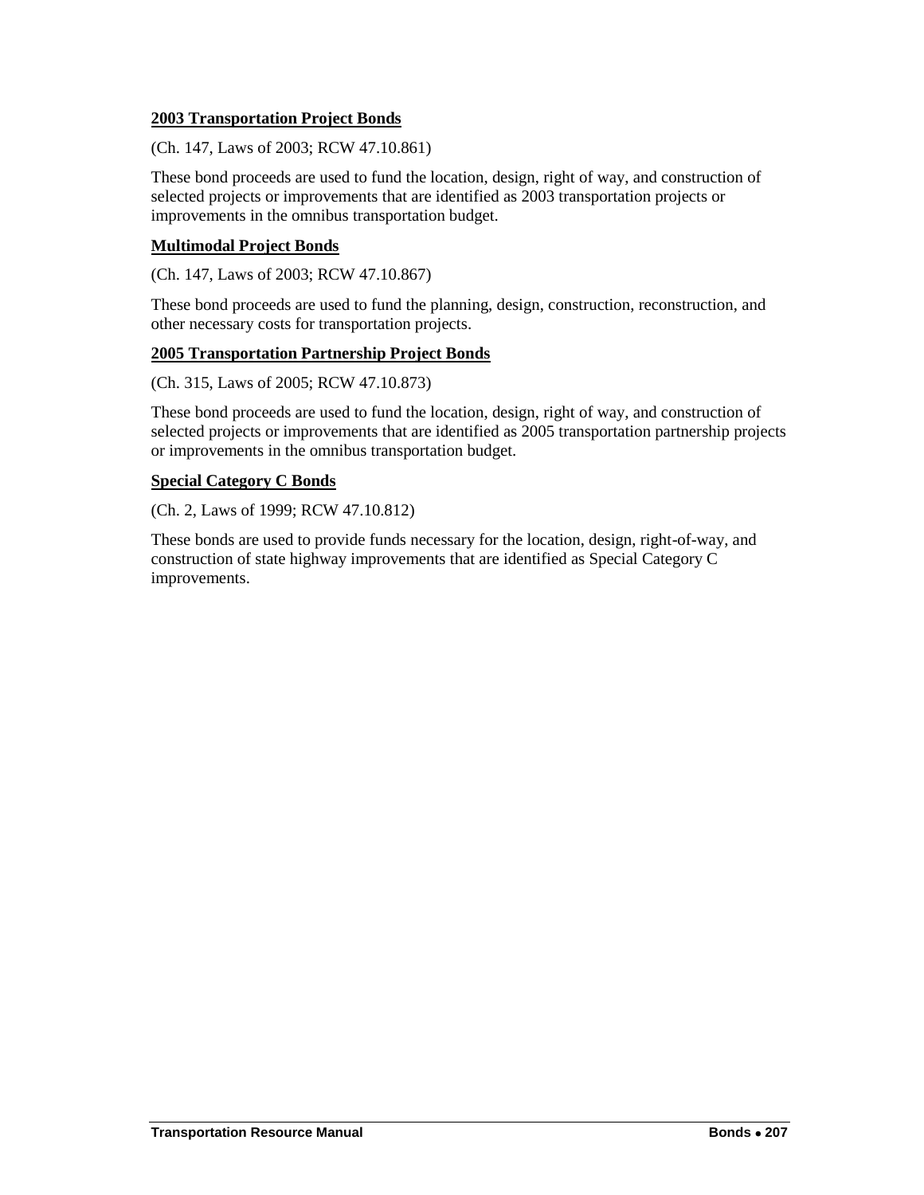**2003 Transportation Project Bonds**

(Ch. 147, Laws of 2003; RCW 47.10.861)

These bond proceeds are used to fund the location, design, right of way, and construction of selected projects or improvements that are identified as 2003 transportation projects or improvements in the omnibus transportation budget.

**Multimodal Project Bonds**

(Ch. 147, Laws of 2003; RCW 47.10.867)

These bond proceeds are used to fund the planning, design, construction, reconstruction, and other necessary costs for transportation projects.

**2005 Transportation Partnership Project Bonds**

(Ch. 315, Laws of 2005; RCW 47.10.873)

These bond proceeds are used to fund the location, design, right of way, and construction of selected projects or improvements that are identified as 2005 transportation partnership projects or improvements in the omnibus transportation budget.

**Special Category C Bonds**

(Ch. 2, Laws of 1999; RCW 47.10.812)

These bonds are used to provide funds necessary for the location, design, right-of-way, and construction of state highway improvements that are identified as Special Category C improvements.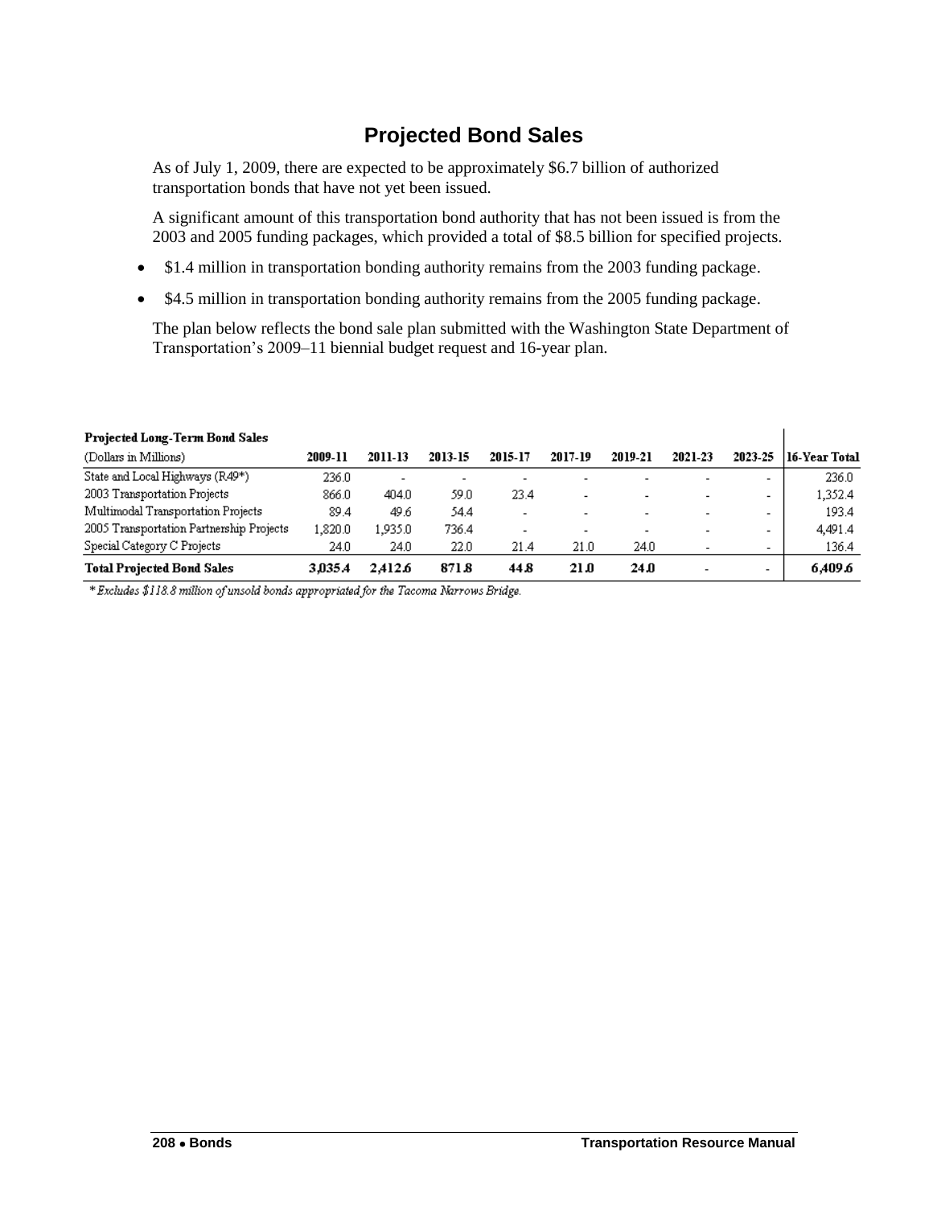# Projected Bond Sales

As of July 1, 2009, there are expected to be approximately $6.7 billion of authorized transportation bonds that have not yet been issued.

A significant amount of this transportation bond authority that has not been issued is from the 2003 and 2005 funding packages, which provided a total of $8.5 billion for specified projects.

- $1.4 million in transportation bonding authority remains from the 2003 funding package.
- $4.5 million in transportation bonding authority remains from the 2005 funding package.

The plan below reflects the bond sale plan submitted with the Washington State Department of Transportation's 2009–11 biennial budget request and 16-year plan.

**Projected Long-Term Bond Sales**

| (Dollars in Millions) | 2009-11 | 2011-13 | 2013-15 | 2015-17 | 2017-19 | 2019-21 | 2021-23 | 2023-25 | 16-Year Total |
|---|---|---|---|---|---|---|---|---|---|
| State and Local Highways (R49*) | 236.0 | - | - | - | - | - | - | - | 236.0 |
| 2003 Transportation Projects | 866.0 | 404.0 | 59.0 | 23.4 | - | - | - | - | 1,352.4 |
| Multimodal Transportation Projects | 89.4 | 49.6 | 54.4 | - | - | - | - | - | 193.4 |
| 2005 Transportation Partnership Projects | 1,820.0 | 1,935.0 | 736.4 | - | - | - | - | - | 4,491.4 |
| Special Category C Projects | 24.0 | 24.0 | 22.0 | 21.4 | 21.0 | 24.0 | - | - | 136.4 |
| **Total Projected Bond Sales** | **3,035.4** | **2,412.6** | **871.8** | **44.8** | **21.0** | **24.0** | - | - | **6,409.6** |

*\* Excludes $118.8 million of unsold bonds appropriated for the Tacoma Narrows Bridge.*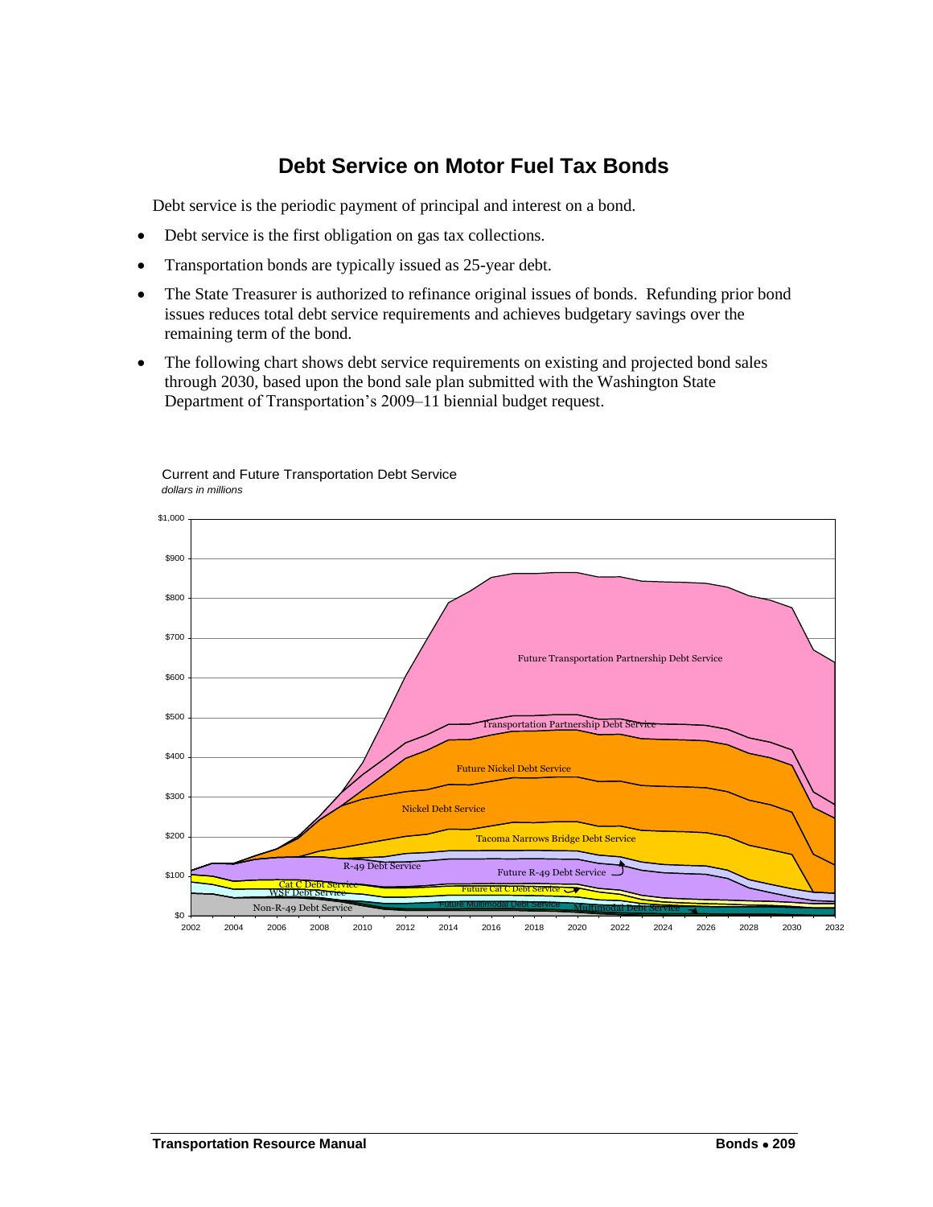## Debt Service on Motor Fuel Tax Bonds

Debt service is the periodic payment of principal and interest on a bond.

- Debt service is the first obligation on gas tax collections.
- Transportation bonds are typically issued as 25-year debt.
- The State Treasurer is authorized to refinance original issues of bonds. Refunding prior bond issues reduces total debt service requirements and achieves budgetary savings over the remaining term of the bond.
- The following chart shows debt service requirements on existing and projected bond sales through 2030, based upon the bond sale plan submitted with the Washington State Department of Transportation's 2009–11 biennial budget request.

Current and Future Transportation Debt Service
*dollars in millions*

$1,000
$900
$800
$700
$600
$500
$400
$300
$200
$100
$0

2002 2004 2006 2008 2010 2012 2014 2016 2018 2020 2022 2024 2026 2028 2030 2032

Future Transportation Partnership Debt Service
Transportation Partnership Debt Service
Future Nickel Debt Service
Nickel Debt Service
Tacoma Narrows Bridge Debt Service
R-49 Debt Service
Future R-49 Debt Service
Cat C Debt Service
WSF Debt Service
Future Cat C Debt Service
Non-R-49 Debt Service
Future Multimodal Debt Service
Multimodal Debt Service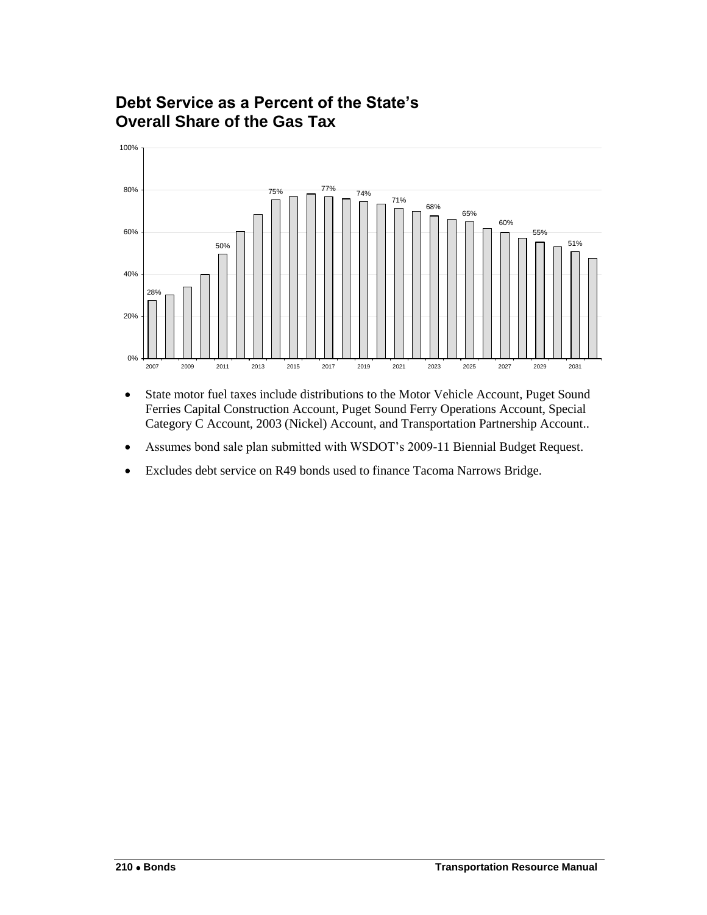## Debt Service as a Percent of the State's Overall Share of the Gas Tax

- State motor fuel taxes include distributions to the Motor Vehicle Account, Puget Sound Ferries Capital Construction Account, Puget Sound Ferry Operations Account, Special Category C Account, 2003 (Nickel) Account, and Transportation Partnership Account..
- Assumes bond sale plan submitted with WSDOT's 2009-11 Biennial Budget Request.
- Excludes debt service on R49 bonds used to finance Tacoma Narrows Bridge.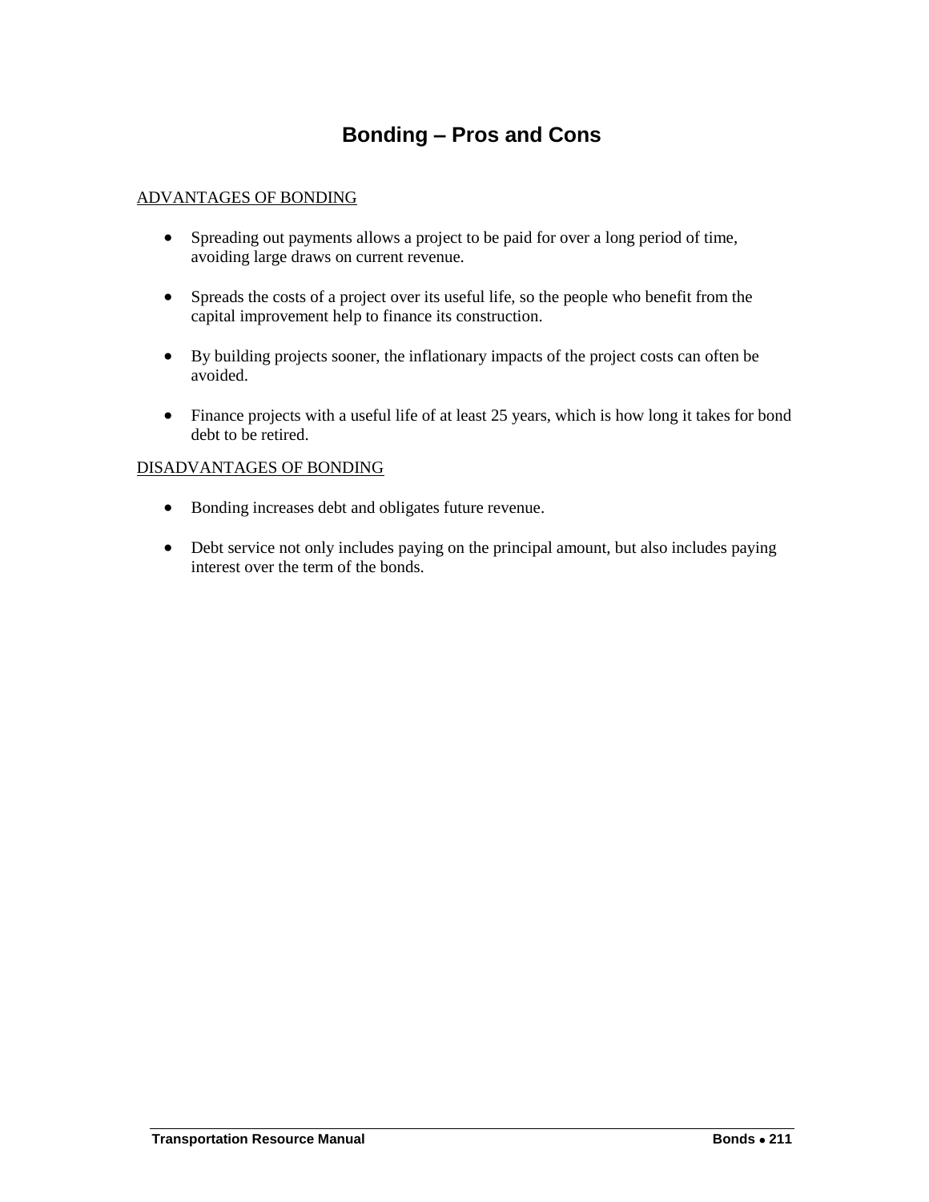# Bonding – Pros and Cons

ADVANTAGES OF BONDING

- Spreading out payments allows a project to be paid for over a long period of time, avoiding large draws on current revenue.
- Spreads the costs of a project over its useful life, so the people who benefit from the capital improvement help to finance its construction.
- By building projects sooner, the inflationary impacts of the project costs can often be avoided.
- Finance projects with a useful life of at least 25 years, which is how long it takes for bond debt to be retired.

DISADVANTAGES OF BONDING

- Bonding increases debt and obligates future revenue.
- Debt service not only includes paying on the principal amount, but also includes paying interest over the term of the bonds.